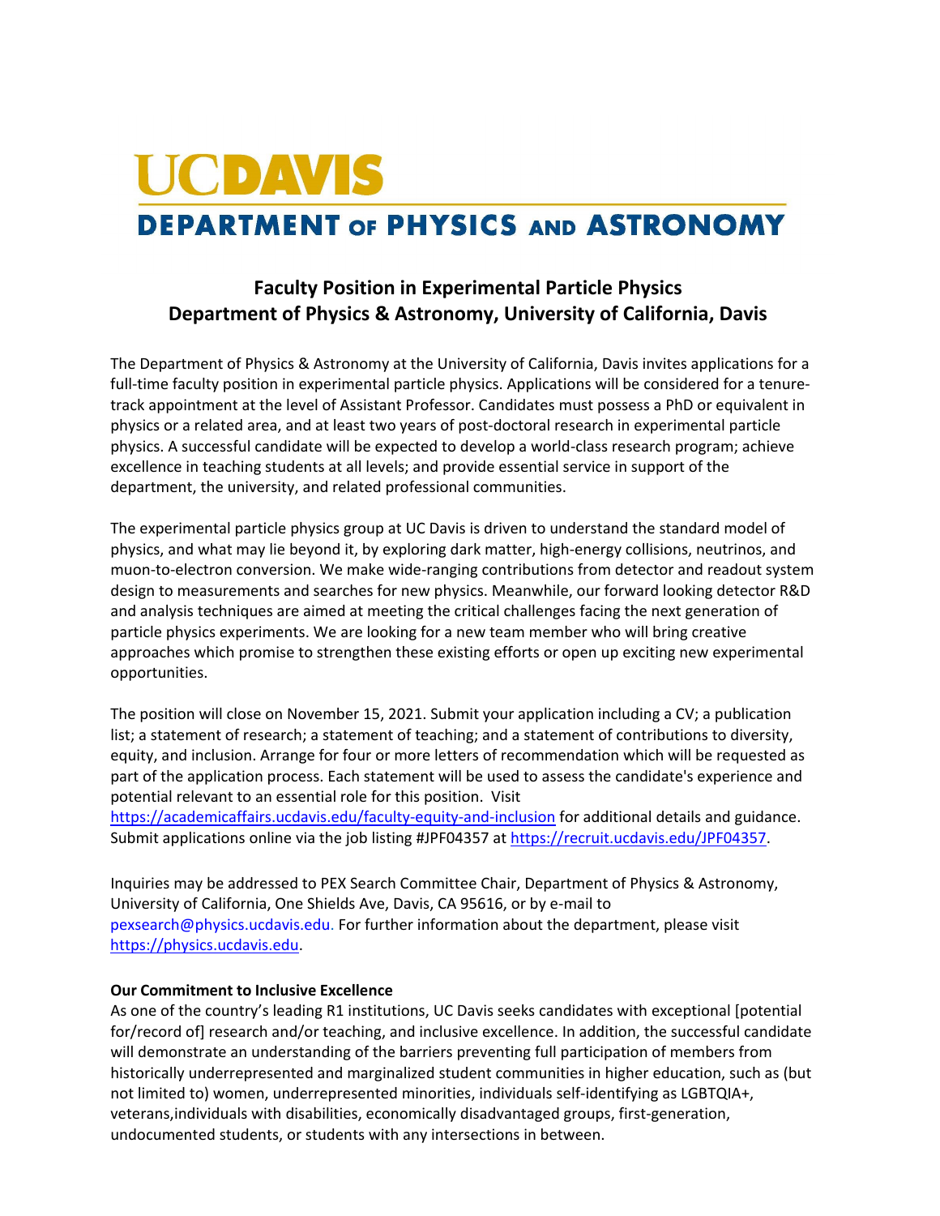# UCDAVIS

## DEPARTMENT OF PHYSICS AND ASTRONOMY

## Faculty Position in Experimental Particle Physics
## Department of Physics & Astronomy, University of California, Davis

The Department of Physics & Astronomy at the University of California, Davis invites applications for a full-time faculty position in experimental particle physics. Applications will be considered for a tenure-track appointment at the level of Assistant Professor. Candidates must possess a PhD or equivalent in physics or a related area, and at least two years of post-doctoral research in experimental particle physics. A successful candidate will be expected to develop a world-class research program; achieve excellence in teaching students at all levels; and provide essential service in support of the department, the university, and related professional communities.

The experimental particle physics group at UC Davis is driven to understand the standard model of physics, and what may lie beyond it, by exploring dark matter, high-energy collisions, neutrinos, and muon-to-electron conversion. We make wide-ranging contributions from detector and readout system design to measurements and searches for new physics. Meanwhile, our forward looking detector R&D and analysis techniques are aimed at meeting the critical challenges facing the next generation of particle physics experiments. We are looking for a new team member who will bring creative approaches which promise to strengthen these existing efforts or open up exciting new experimental opportunities.

The position will close on November 15, 2021. Submit your application including a CV; a publication list; a statement of research; a statement of teaching; and a statement of contributions to diversity, equity, and inclusion. Arrange for four or more letters of recommendation which will be requested as part of the application process. Each statement will be used to assess the candidate's experience and potential relevant to an essential role for this position. Visit https://academicaffairs.ucdavis.edu/faculty-equity-and-inclusion for additional details and guidance. Submit applications online via the job listing #JPF04357 at https://recruit.ucdavis.edu/JPF04357.

Inquiries may be addressed to PEX Search Committee Chair, Department of Physics & Astronomy, University of California, One Shields Ave, Davis, CA 95616, or by e-mail to pexsearch@physics.ucdavis.edu. For further information about the department, please visit https://physics.ucdavis.edu.

**Our Commitment to Inclusive Excellence**

As one of the country's leading R1 institutions, UC Davis seeks candidates with exceptional [potential for/record of] research and/or teaching, and inclusive excellence. In addition, the successful candidate will demonstrate an understanding of the barriers preventing full participation of members from historically underrepresented and marginalized student communities in higher education, such as (but not limited to) women, underrepresented minorities, individuals self-identifying as LGBTQIA+, veterans,individuals with disabilities, economically disadvantaged groups, first-generation, undocumented students, or students with any intersections in between.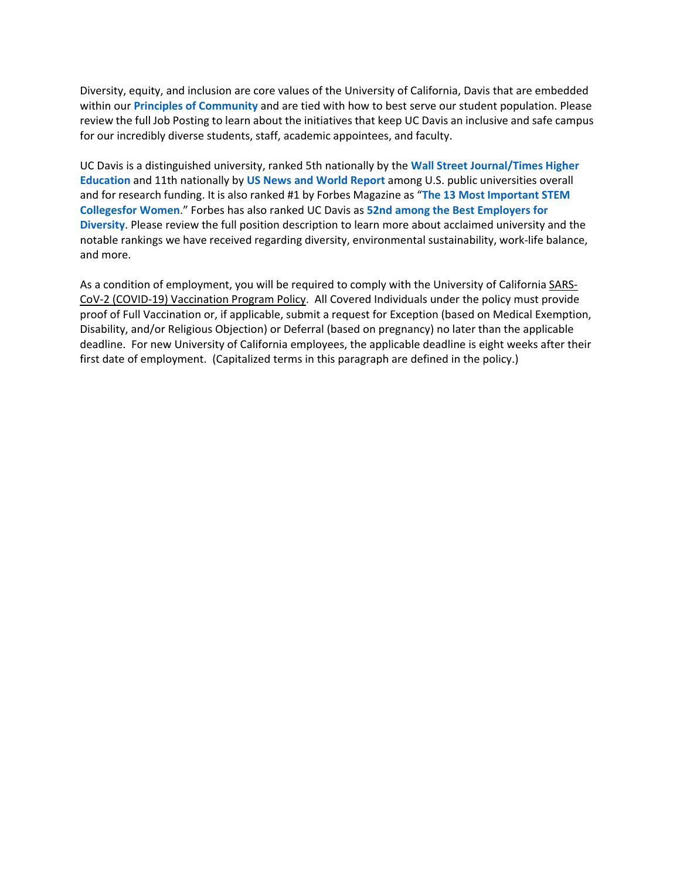Diversity, equity, and inclusion are core values of the University of California, Davis that are embedded within our **Principles of Community** and are tied with how to best serve our student population. Please review the full Job Posting to learn about the initiatives that keep UC Davis an inclusive and safe campus for our incredibly diverse students, staff, academic appointees, and faculty.

UC Davis is a distinguished university, ranked 5th nationally by the **Wall Street Journal/Times Higher Education** and 11th nationally by **US News and World Report** among U.S. public universities overall and for research funding. It is also ranked #1 by Forbes Magazine as "**The 13 Most Important STEM Collegesfor Women**." Forbes has also ranked UC Davis as **52nd among the Best Employers for Diversity**. Please review the full position description to learn more about acclaimed university and the notable rankings we have received regarding diversity, environmental sustainability, work-life balance, and more.

As a condition of employment, you will be required to comply with the University of California SARS-CoV-2 (COVID-19) Vaccination Program Policy. All Covered Individuals under the policy must provide proof of Full Vaccination or, if applicable, submit a request for Exception (based on Medical Exemption, Disability, and/or Religious Objection) or Deferral (based on pregnancy) no later than the applicable deadline. For new University of California employees, the applicable deadline is eight weeks after their first date of employment. (Capitalized terms in this paragraph are defined in the policy.)